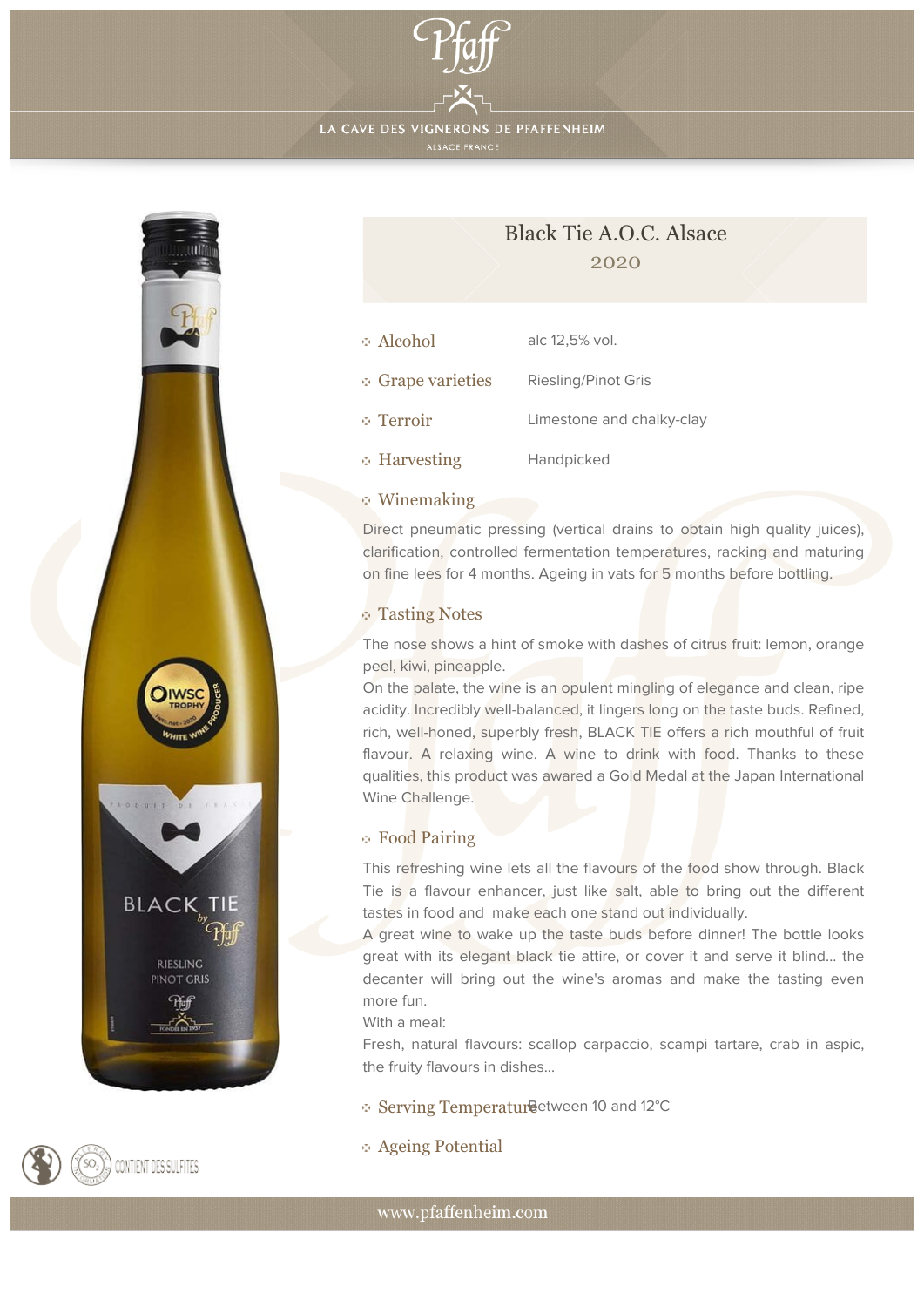Pfaff

LA CAVE DES VIGNERONS DE PFAFFENHEIM

ALSACE FRANCE

# Black Tie A.O.C. Alsace

## 2020

- **Alcohol**: alc 12,5% vol.
- **Grape varieties**: Riesling/Pinot Gris
- **Terroir**: Limestone and chalky-clay
- **Harvesting**: Handpicked

### Winemaking

Direct pneumatic pressing (vertical drains to obtain high quality juices), clarification, controlled fermentation temperatures, racking and maturing on fine lees for 4 months. Ageing in vats for 5 months before bottling.

### Tasting Notes

The nose shows a hint of smoke with dashes of citrus fruit: lemon, orange peel, kiwi, pineapple.

On the palate, the wine is an opulent mingling of elegance and clean, ripe acidity. Incredibly well-balanced, it lingers long on the taste buds. Refined, rich, well-honed, superbly fresh, BLACK TIE offers a rich mouthful of fruit flavour. A relaxing wine. A wine to drink with food. Thanks to these qualities, this product was awared a Gold Medal at the Japan International Wine Challenge.

### Food Pairing

This refreshing wine lets all the flavours of the food show through. Black Tie is a flavour enhancer, just like salt, able to bring out the different tastes in food and make each one stand out individually.

A great wine to wake up the taste buds before dinner! The bottle looks great with its elegant black tie attire, or cover it and serve it blind... the decanter will bring out the wine's aromas and make the tasting even more fun.

With a meal:

Fresh, natural flavours: scallop carpaccio, scampi tartare, crab in aspic, the fruity flavours in dishes...

- **Serving Temperature**: Between 10 and 12°C
- **Ageing Potential**

CONTIENT DES SULFITES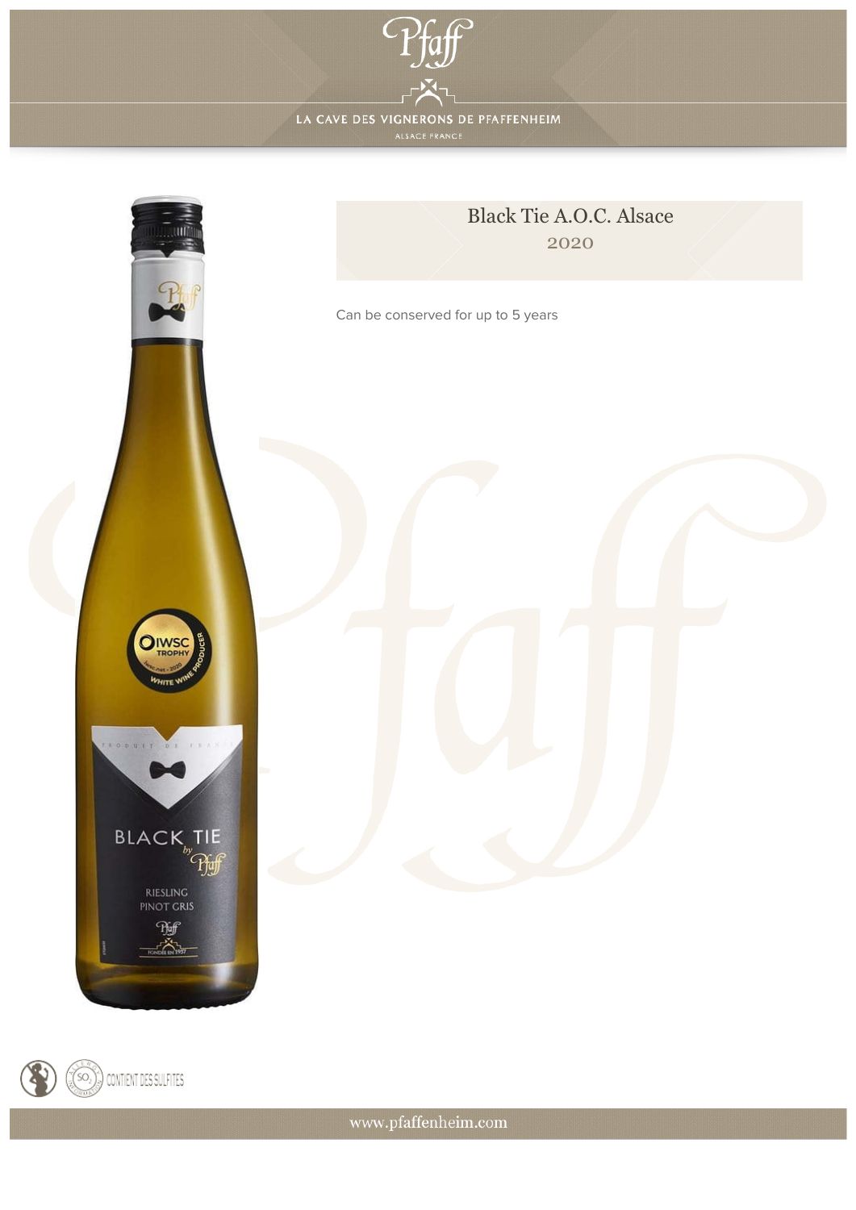# Black Tie A.O.C. Alsace

2020

Can be conserved for up to 5 years

CONTIENT DES SULFITES